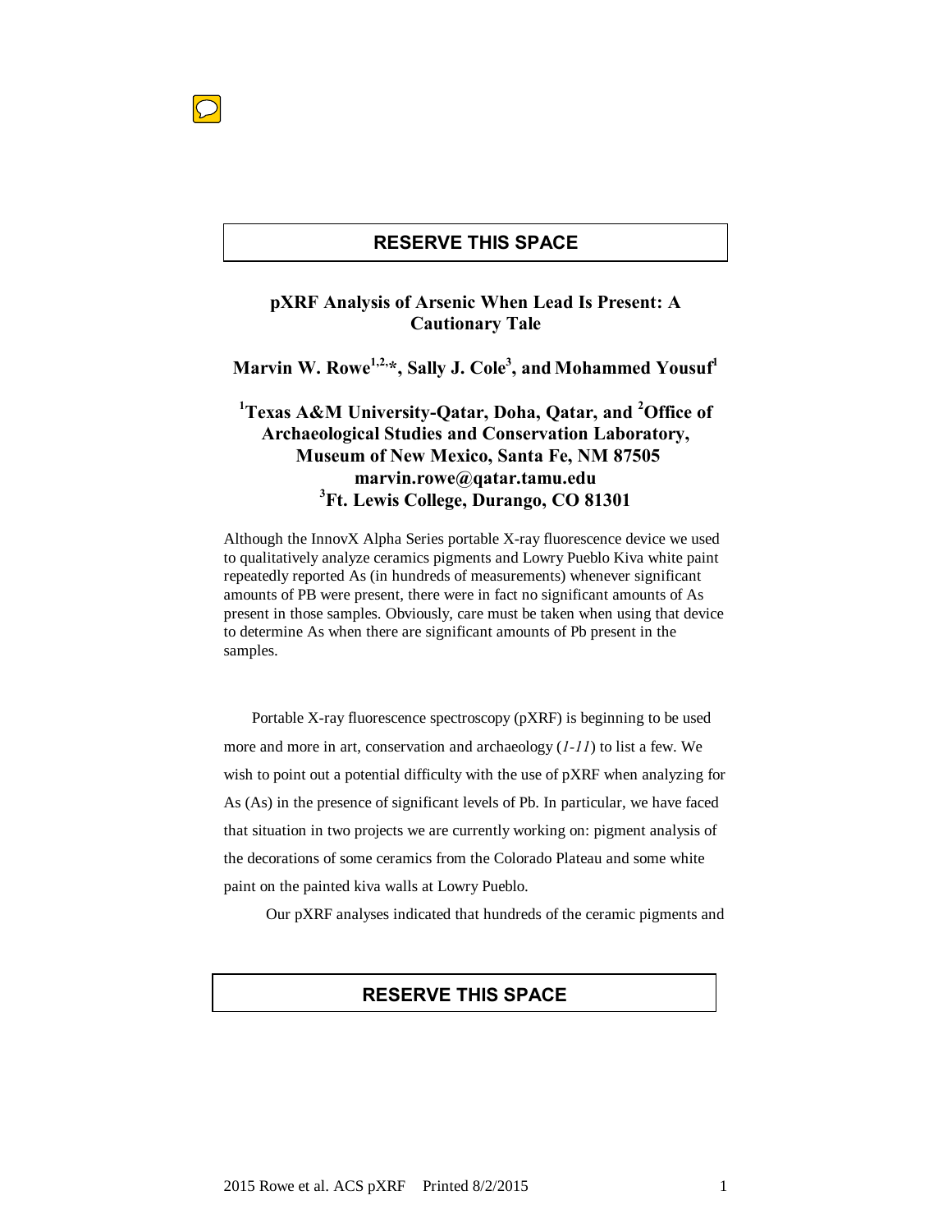**RESERVE THIS SPACE**

# pXRF Analysis of Arsenic When Lead Is Present: A Cautionary Tale

**Marvin W. Rowe[1,2,*], Sally J. Cole[3], and Mohammed Yousuf[1]**

**[1]Texas A&M University-Qatar, Doha, Qatar, and [2]Office of Archaeological Studies and Conservation Laboratory, Museum of New Mexico, Santa Fe, NM 87505**
**marvin.rowe@qatar.tamu.edu**
**[3]Ft. Lewis College, Durango, CO 81301**

Although the InnovX Alpha Series portable X-ray fluorescence device we used to qualitatively analyze ceramics pigments and Lowry Pueblo Kiva white paint repeatedly reported As (in hundreds of measurements) whenever significant amounts of PB were present, there were in fact no significant amounts of As present in those samples. Obviously, care must be taken when using that device to determine As when there are significant amounts of Pb present in the samples.

Portable X-ray fluorescence spectroscopy (pXRF) is beginning to be used more and more in art, conservation and archaeology (*1-11*) to list a few. We wish to point out a potential difficulty with the use of pXRF when analyzing for As (As) in the presence of significant levels of Pb. In particular, we have faced that situation in two projects we are currently working on: pigment analysis of the decorations of some ceramics from the Colorado Plateau and some white paint on the painted kiva walls at Lowry Pueblo.

Our pXRF analyses indicated that hundreds of the ceramic pigments and

**RESERVE THIS SPACE**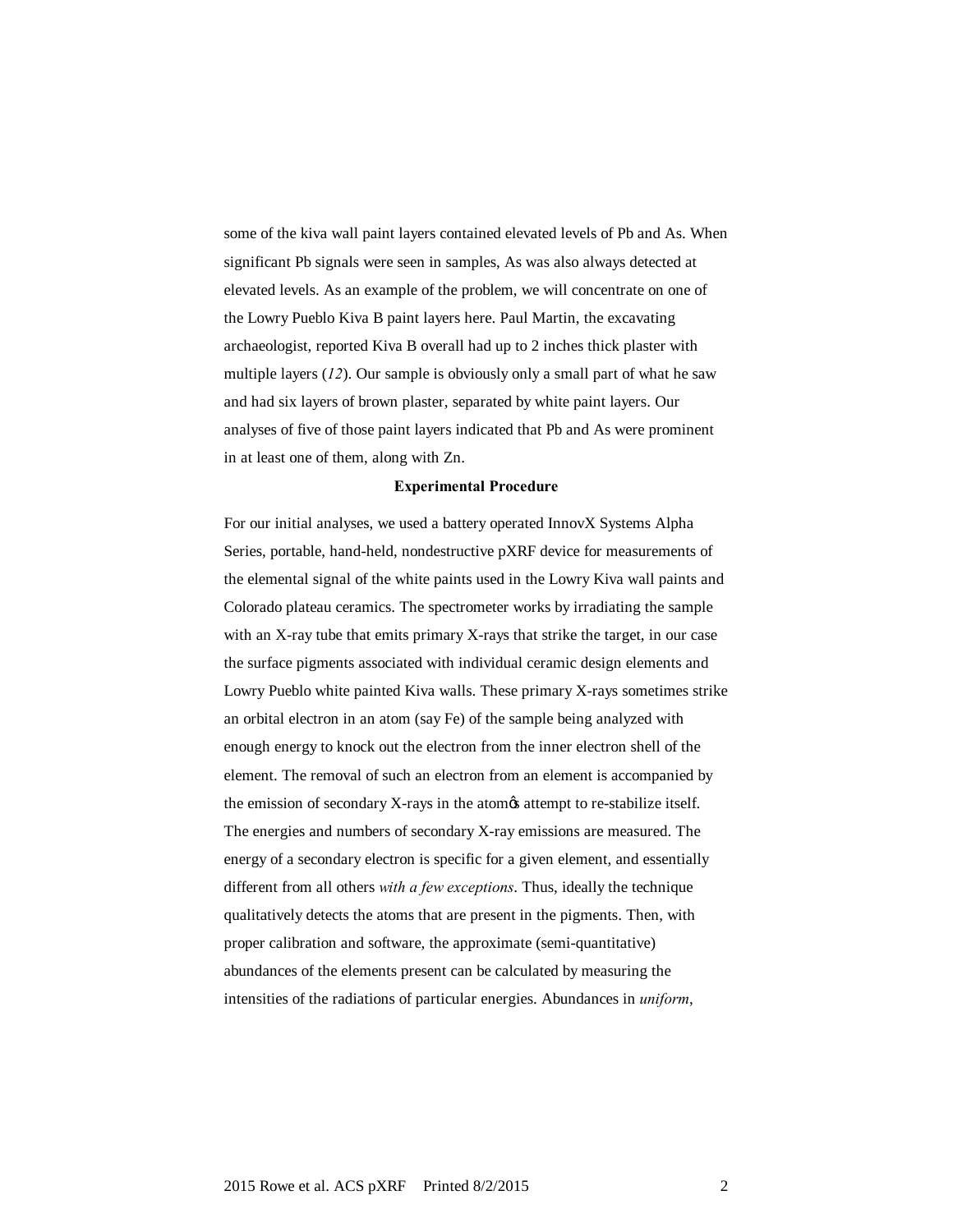some of the kiva wall paint layers contained elevated levels of Pb and As. When significant Pb signals were seen in samples, As was also always detected at elevated levels. As an example of the problem, we will concentrate on one of the Lowry Pueblo Kiva B paint layers here. Paul Martin, the excavating archaeologist, reported Kiva B overall had up to 2 inches thick plaster with multiple layers (*12*). Our sample is obviously only a small part of what he saw and had six layers of brown plaster, separated by white paint layers. Our analyses of five of those paint layers indicated that Pb and As were prominent in at least one of them, along with Zn.

### Experimental Procedure

For our initial analyses, we used a battery operated InnovX Systems Alpha Series, portable, hand-held, nondestructive pXRF device for measurements of the elemental signal of the white paints used in the Lowry Kiva wall paints and Colorado plateau ceramics. The spectrometer works by irradiating the sample with an X-ray tube that emits primary X-rays that strike the target, in our case the surface pigments associated with individual ceramic design elements and Lowry Pueblo white painted Kiva walls. These primary X-rays sometimes strike an orbital electron in an atom (say Fe) of the sample being analyzed with enough energy to knock out the electron from the inner electron shell of the element. The removal of such an electron from an element is accompanied by the emission of secondary X-rays in the atom�s attempt to re-stabilize itself. The energies and numbers of secondary X-ray emissions are measured. The energy of a secondary electron is specific for a given element, and essentially different from all others *with a few exceptions*. Thus, ideally the technique qualitatively detects the atoms that are present in the pigments. Then, with proper calibration and software, the approximate (semi-quantitative) abundances of the elements present can be calculated by measuring the intensities of the radiations of particular energies. Abundances in *uniform*,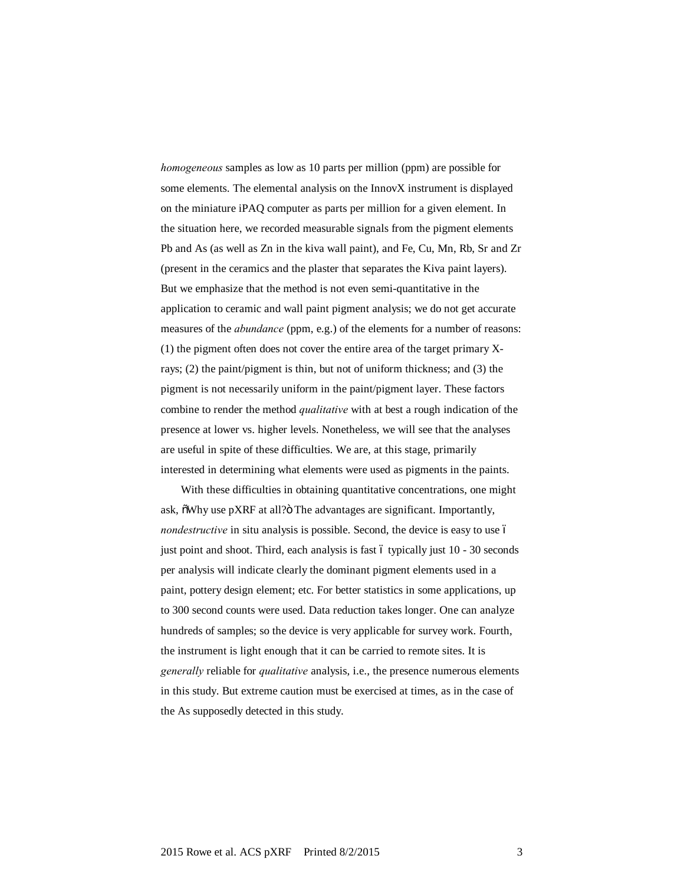*homogeneous* samples as low as 10 parts per million (ppm) are possible for some elements. The elemental analysis on the InnovX instrument is displayed on the miniature iPAQ computer as parts per million for a given element. In the situation here, we recorded measurable signals from the pigment elements Pb and As (as well as Zn in the kiva wall paint), and Fe, Cu, Mn, Rb, Sr and Zr (present in the ceramics and the plaster that separates the Kiva paint layers). But we emphasize that the method is not even semi-quantitative in the application to ceramic and wall paint pigment analysis; we do not get accurate measures of the *abundance* (ppm, e.g.) of the elements for a number of reasons: (1) the pigment often does not cover the entire area of the target primary X-rays; (2) the paint/pigment is thin, but not of uniform thickness; and (3) the pigment is not necessarily uniform in the paint/pigment layer. These factors combine to render the method *qualitative* with at best a rough indication of the presence at lower vs. higher levels. Nonetheless, we will see that the analyses are useful in spite of these difficulties. We are, at this stage, primarily interested in determining what elements were used as pigments in the paints.

With these difficulties in obtaining quantitative concentrations, one might ask, "Why use pXRF at all?" The advantages are significant. Importantly, *nondestructive* in situ analysis is possible. Second, the device is easy to use – just point and shoot. Third, each analysis is fast – typically just 10 - 30 seconds per analysis will indicate clearly the dominant pigment elements used in a paint, pottery design element; etc. For better statistics in some applications, up to 300 second counts were used. Data reduction takes longer. One can analyze hundreds of samples; so the device is very applicable for survey work. Fourth, the instrument is light enough that it can be carried to remote sites. It is *generally* reliable for *qualitative* analysis, i.e., the presence numerous elements in this study. But extreme caution must be exercised at times, as in the case of the As supposedly detected in this study.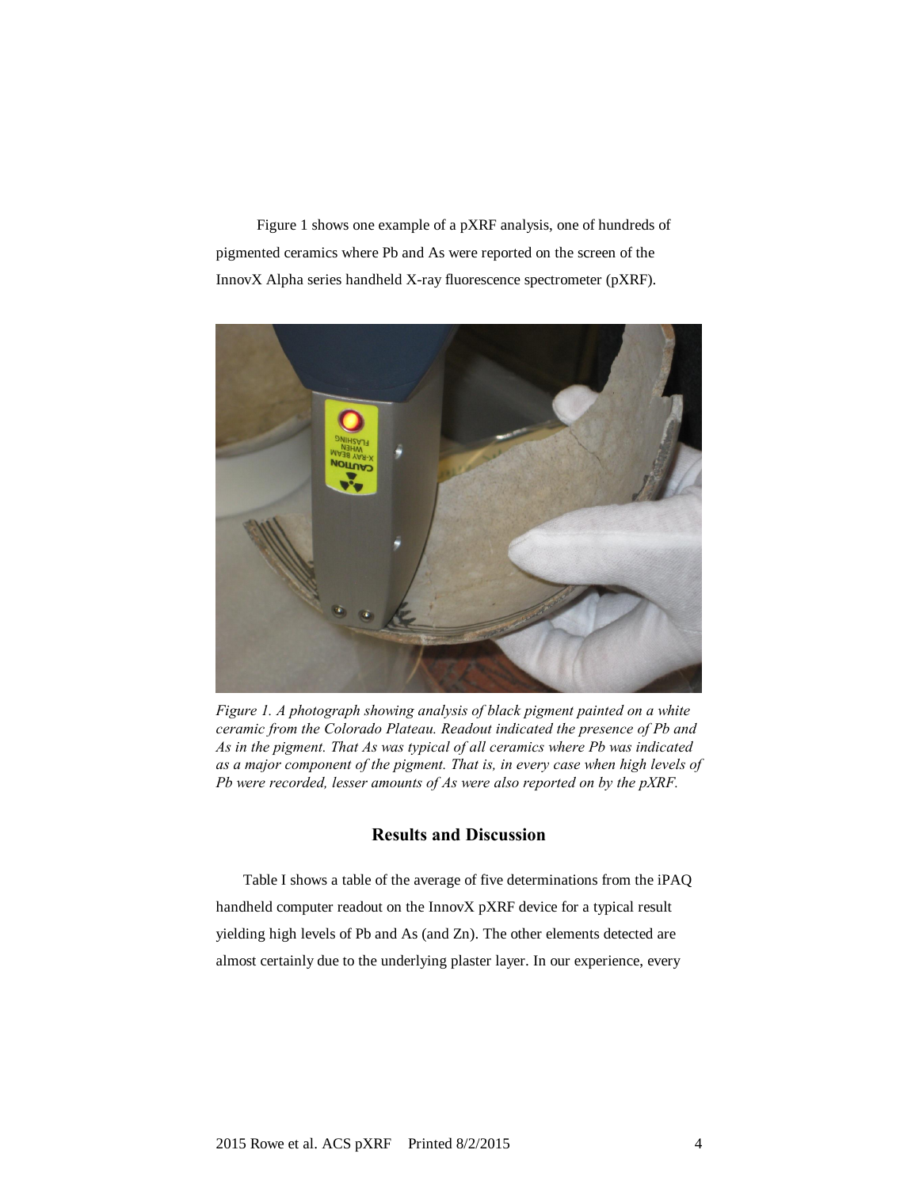Figure 1 shows one example of a pXRF analysis, one of hundreds of pigmented ceramics where Pb and As were reported on the screen of the InnovX Alpha series handheld X-ray fluorescence spectrometer (pXRF).

*Figure 1. A photograph showing analysis of black pigment painted on a white ceramic from the Colorado Plateau. Readout indicated the presence of Pb and As in the pigment. That As was typical of all ceramics where Pb was indicated as a major component of the pigment. That is, in every case when high levels of Pb were recorded, lesser amounts of As were also reported on by the pXRF.*

## Results and Discussion

Table I shows a table of the average of five determinations from the iPAQ handheld computer readout on the InnovX pXRF device for a typical result yielding high levels of Pb and As (and Zn). The other elements detected are almost certainly due to the underlying plaster layer. In our experience, every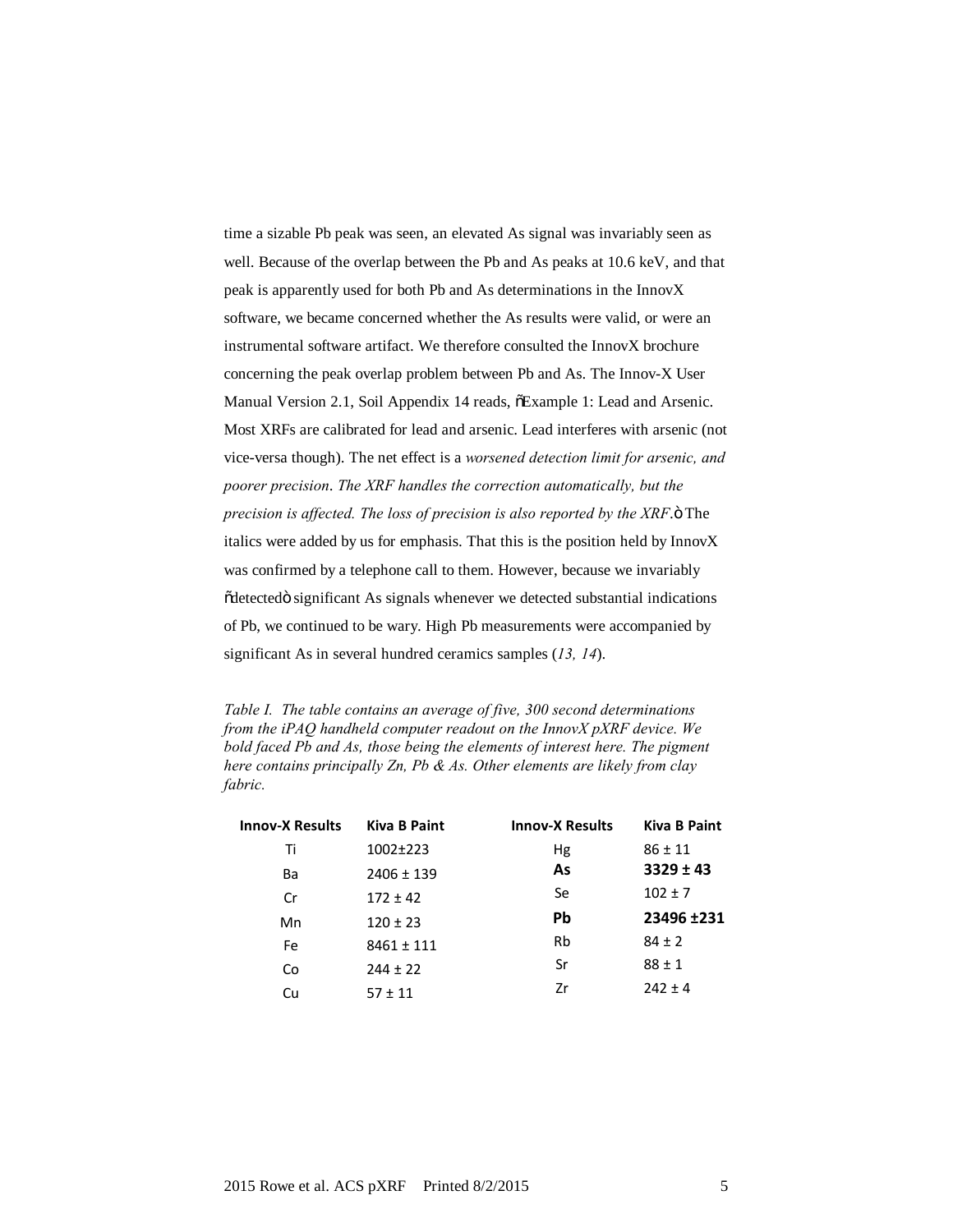time a sizable Pb peak was seen, an elevated As signal was invariably seen as well. Because of the overlap between the Pb and As peaks at 10.6 keV, and that peak is apparently used for both Pb and As determinations in the InnovX software, we became concerned whether the As results were valid, or were an instrumental software artifact. We therefore consulted the InnovX brochure concerning the peak overlap problem between Pb and As. The Innov-X User Manual Version 2.1, Soil Appendix 14 reads, "Example 1: Lead and Arsenic. Most XRFs are calibrated for lead and arsenic. Lead interferes with arsenic (not vice-versa though). The net effect is a *worsened detection limit for arsenic, and poorer precision. The XRF handles the correction automatically, but the precision is affected. The loss of precision is also reported by the XRF.*" The italics were added by us for emphasis. That this is the position held by InnovX was confirmed by a telephone call to them. However, because we invariably "detected" significant As signals whenever we detected substantial indications of Pb, we continued to be wary. High Pb measurements were accompanied by significant As in several hundred ceramics samples (*13, 14*).

*Table I. The table contains an average of five, 300 second determinations from the iPAQ handheld computer readout on the InnovX pXRF device. We bold faced Pb and As, those being the elements of interest here. The pigment here contains principally Zn, Pb & As. Other elements are likely from clay fabric.*

| Innov-X Results | Kiva B Paint | Innov-X Results | Kiva B Paint |
|---|---|---|---|
| Ti | 1002±223 | Hg | 86 ± 11 |
| Ba | 2406 ± 139 | **As** | **3329 ± 43** |
| Cr | 172 ± 42 | Se | 102 ± 7 |
| Mn | 120 ± 23 | **Pb** | **23496 ±231** |
| Fe | 8461 ± 111 | Rb | 84 ± 2 |
| Co | 244 ± 22 | Sr | 88 ± 1 |
| Cu | 57 ± 11 | Zr | 242 ± 4 |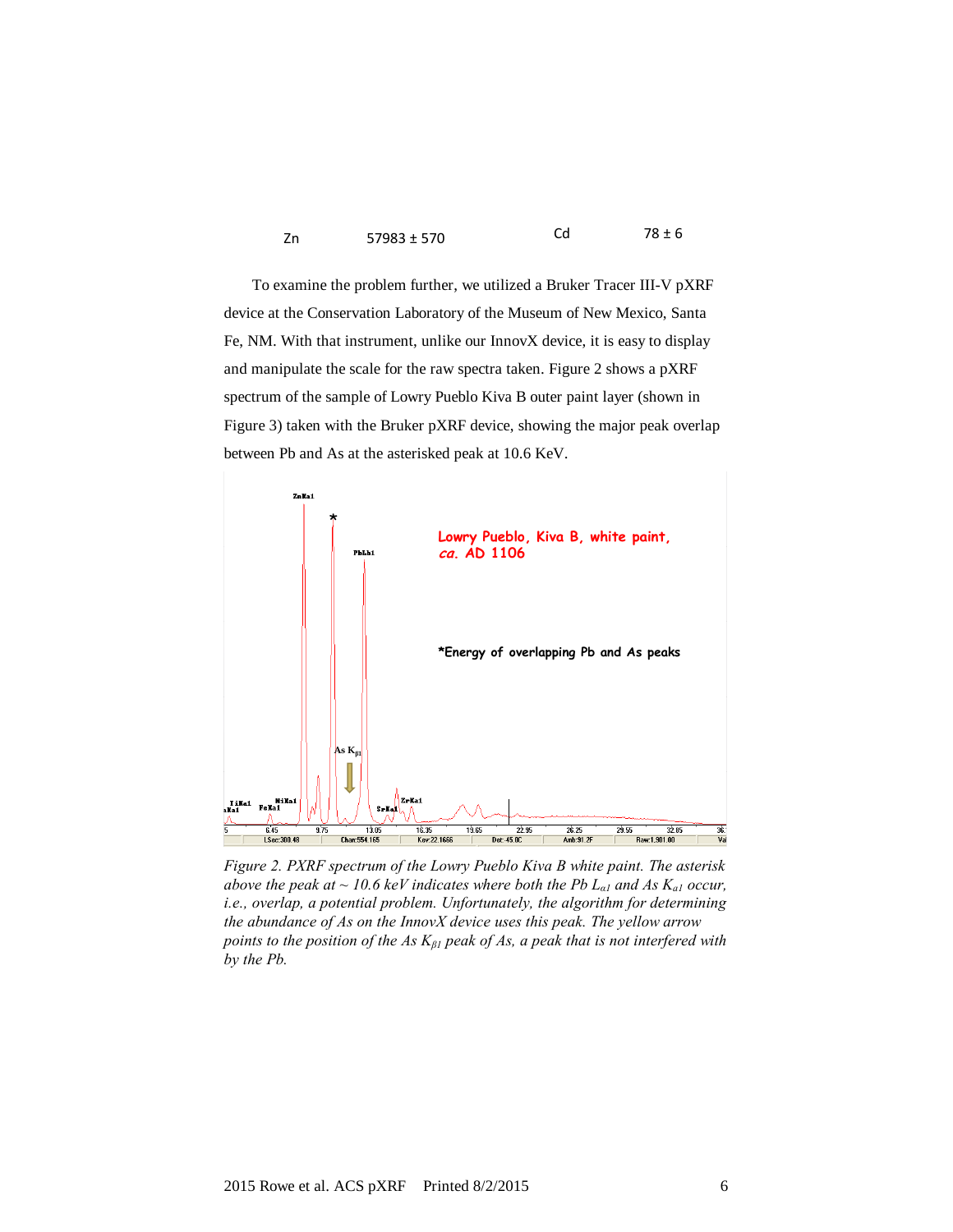| Zn | 57983 ± 570 | Cd | 78 ± 6 |
|---|---|---|---|

To examine the problem further, we utilized a Bruker Tracer III-V pXRF device at the Conservation Laboratory of the Museum of New Mexico, Santa Fe, NM. With that instrument, unlike our InnovX device, it is easy to display and manipulate the scale for the raw spectra taken. Figure 2 shows a pXRF spectrum of the sample of Lowry Pueblo Kiva B outer paint layer (shown in Figure 3) taken with the Bruker pXRF device, showing the major peak overlap between Pb and As at the asterisked peak at 10.6 KeV.

*Figure 2. PXRF spectrum of the Lowry Pueblo Kiva B white paint. The asterisk above the peak at ~ 10.6 keV indicates where both the Pb $L_{\alpha 1}$ and As $K_{\alpha 1}$ occur, i.e., overlap, a potential problem. Unfortunately, the algorithm for determining the abundance of As on the InnovX device uses this peak. The yellow arrow points to the position of the As $K_{\beta 1}$ peak of As, a peak that is not interfered with by the Pb.*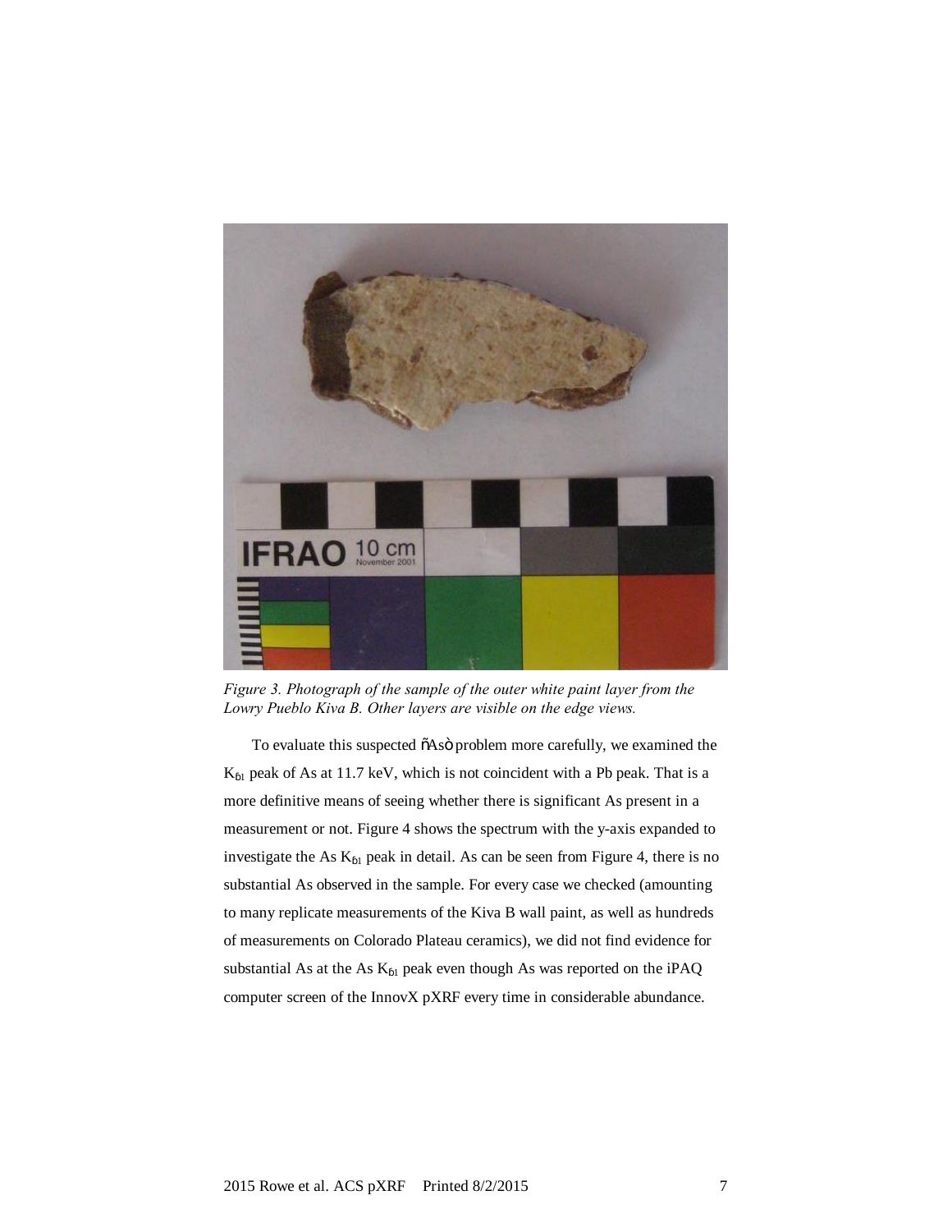*Figure 3. Photograph of the sample of the outer white paint layer from the Lowry Pueblo Kiva B. Other layers are visible on the edge views.*

To evaluate this suspected "As" problem more carefully, we examined the $K_{β1}$ peak of As at 11.7 keV, which is not coincident with a Pb peak. That is a more definitive means of seeing whether there is significant As present in a measurement or not. Figure 4 shows the spectrum with the y-axis expanded to investigate the As $K_{β1}$ peak in detail. As can be seen from Figure 4, there is no substantial As observed in the sample. For every case we checked (amounting to many replicate measurements of the Kiva B wall paint, as well as hundreds of measurements on Colorado Plateau ceramics), we did not find evidence for substantial As at the As $K_{β1}$ peak even though As was reported on the iPAQ computer screen of the InnovX pXRF every time in considerable abundance.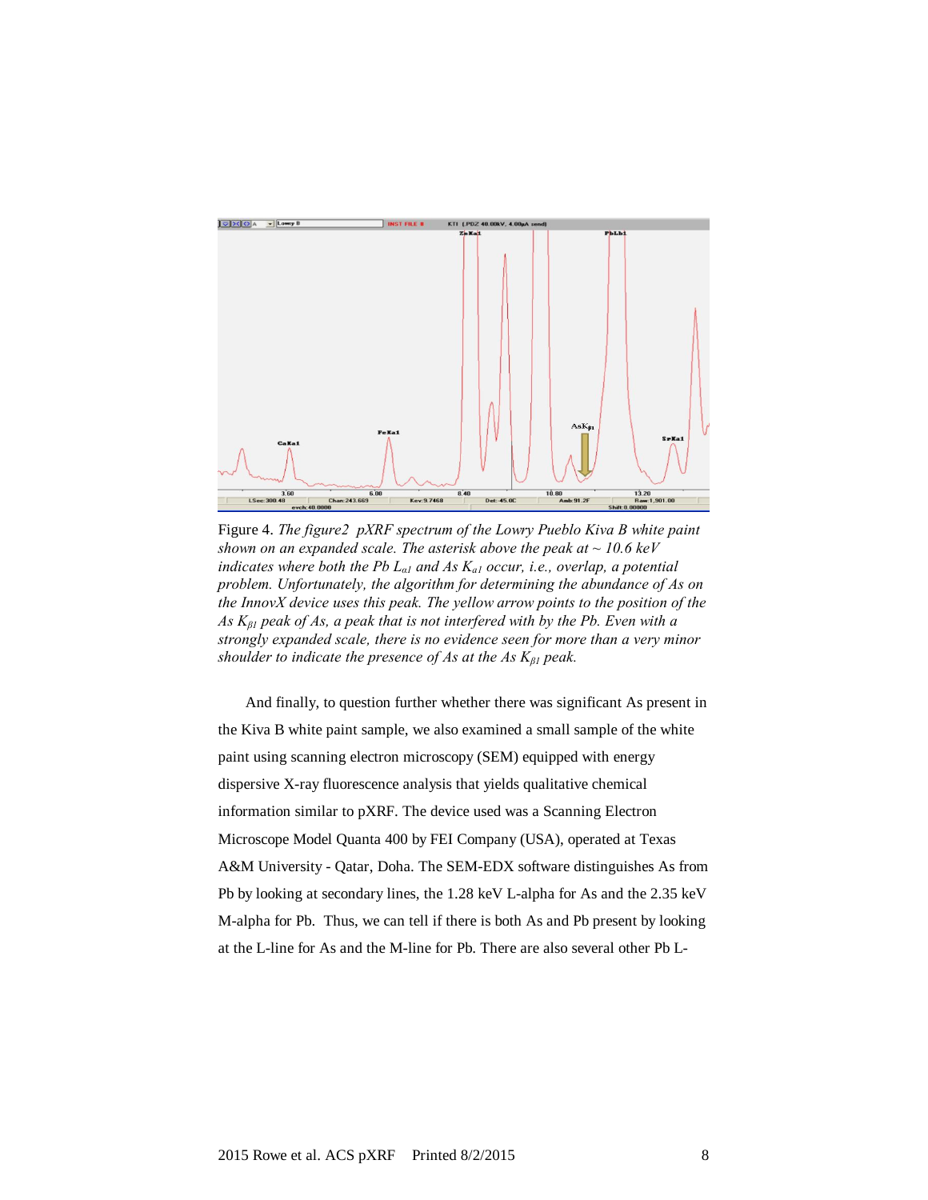Figure 4. *The figure2 pXRF spectrum of the Lowry Pueblo Kiva B white paint shown on an expanded scale. The asterisk above the peak at ~ 10.6 keV indicates where both the Pb $L_{\alpha 1}$ and As $K_{\alpha 1}$ occur, i.e., overlap, a potential problem. Unfortunately, the algorithm for determining the abundance of As on the InnovX device uses this peak. The yellow arrow points to the position of the As $K_{\beta 1}$ peak of As, a peak that is not interfered with by the Pb. Even with a strongly expanded scale, there is no evidence seen for more than a very minor shoulder to indicate the presence of As at the As $K_{\beta 1}$ peak.*

And finally, to question further whether there was significant As present in the Kiva B white paint sample, we also examined a small sample of the white paint using scanning electron microscopy (SEM) equipped with energy dispersive X-ray fluorescence analysis that yields qualitative chemical information similar to pXRF. The device used was a Scanning Electron Microscope Model Quanta 400 by FEI Company (USA), operated at Texas A&M University - Qatar, Doha. The SEM-EDX software distinguishes As from Pb by looking at secondary lines, the 1.28 keV L-alpha for As and the 2.35 keV M-alpha for Pb. Thus, we can tell if there is both As and Pb present by looking at the L-line for As and the M-line for Pb. There are also several other Pb L-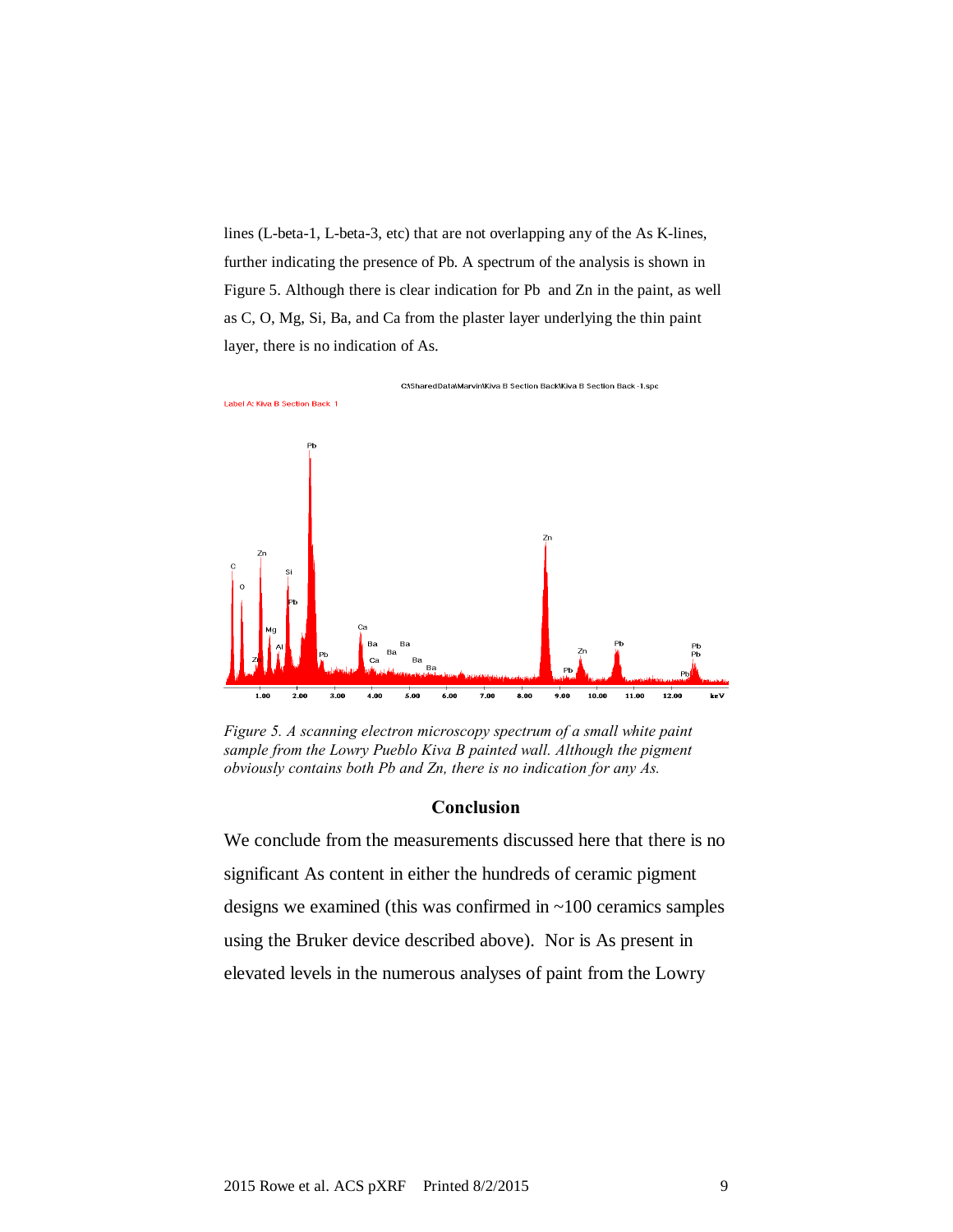lines (L-beta-1, L-beta-3, etc) that are not overlapping any of the As K-lines, further indicating the presence of Pb. A spectrum of the analysis is shown in Figure 5. Although there is clear indication for Pb and Zn in the paint, as well as C, O, Mg, Si, Ba, and Ca from the plaster layer underlying the thin paint layer, there is no indication of As.

*Figure 5. A scanning electron microscopy spectrum of a small white paint sample from the Lowry Pueblo Kiva B painted wall. Although the pigment obviously contains both Pb and Zn, there is no indication for any As.*

## Conclusion

We conclude from the measurements discussed here that there is no significant As content in either the hundreds of ceramic pigment designs we examined (this was confirmed in ~100 ceramics samples using the Bruker device described above). Nor is As present in elevated levels in the numerous analyses of paint from the Lowry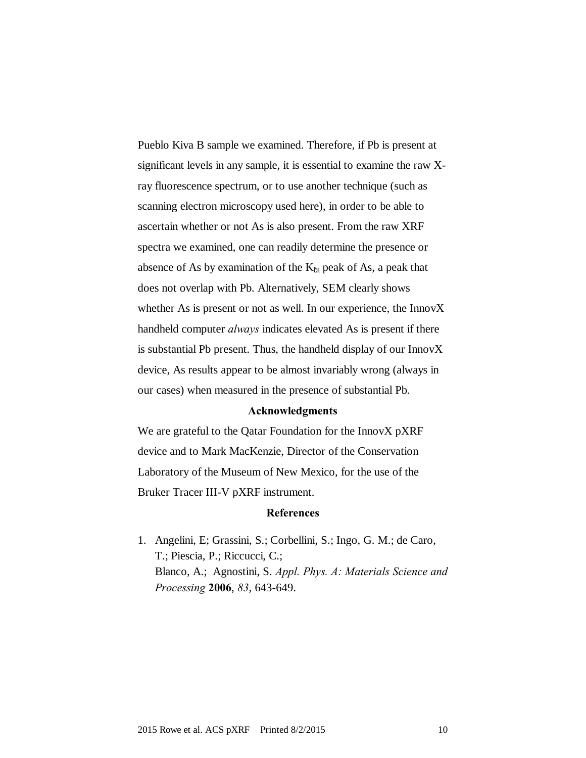Pueblo Kiva B sample we examined. Therefore, if Pb is present at significant levels in any sample, it is essential to examine the raw X-ray fluorescence spectrum, or to use another technique (such as scanning electron microscopy used here), in order to be able to ascertain whether or not As is also present. From the raw XRF spectra we examined, one can readily determine the presence or absence of As by examination of the $K_{β1}$ peak of As, a peak that does not overlap with Pb. Alternatively, SEM clearly shows whether As is present or not as well. In our experience, the InnovX handheld computer *always* indicates elevated As is present if there is substantial Pb present. Thus, the handheld display of our InnovX device, As results appear to be almost invariably wrong (always in our cases) when measured in the presence of substantial Pb.

## Acknowledgments

We are grateful to the Qatar Foundation for the InnovX pXRF device and to Mark MacKenzie, Director of the Conservation Laboratory of the Museum of New Mexico, for the use of the Bruker Tracer III-V pXRF instrument.

## References

1. Angelini, E; Grassini, S.; Corbellini, S.; Ingo, G. M.; de Caro, T.; Piescia, P.; Riccucci, C.; Blanco, A.; Agnostini, S. *Appl. Phys. A: Materials Science and Processing* **2006**, *83*, 643-649.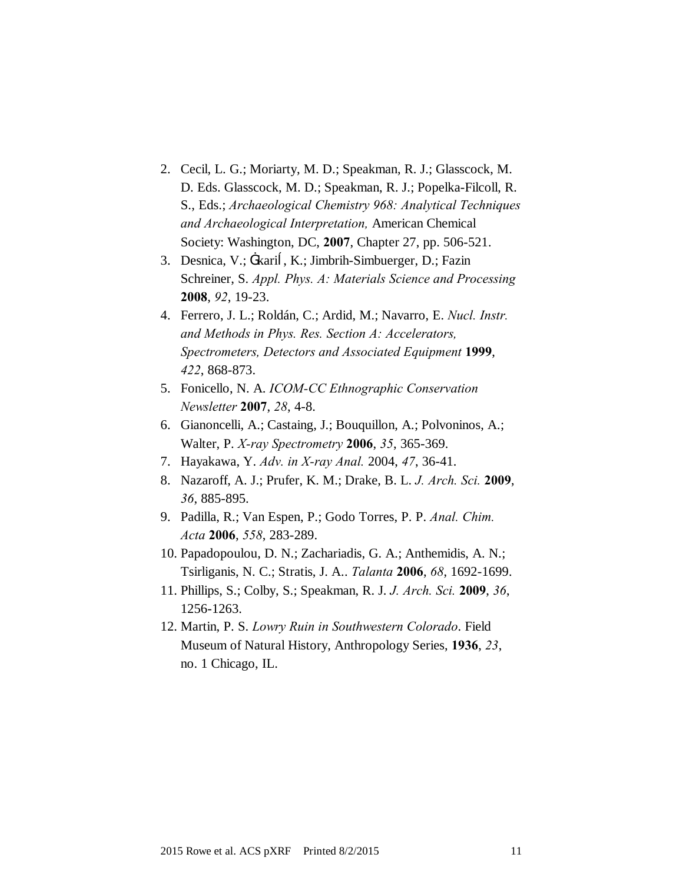2. Cecil, L. G.; Moriarty, M. D.; Speakman, R. J.; Glasscock, M. D. Eds. Glasscock, M. D.; Speakman, R. J.; Popelka-Filcoll, R. S., Eds.; *Archaeological Chemistry 968: Analytical Techniques and Archaeological Interpretation,* American Chemical Society: Washington, DC, **2007**, Chapter 27, pp. 506-521.
3. Desnica, V.; Ġkariĺ, K.; Jimbrih-Simbuerger, D.; Fazin Schreiner, S. *Appl. Phys. A: Materials Science and Processing* **2008**, *92*, 19-23.
4. Ferrero, J. L.; Roldán, C.; Ardid, M.; Navarro, E. *Nucl. Instr. and Methods in Phys. Res. Section A: Accelerators, Spectrometers, Detectors and Associated Equipment* **1999**, *422*, 868-873.
5. Fonicello, N. A. *ICOM-CC Ethnographic Conservation Newsletter* **2007**, *28*, 4-8.
6. Gianoncelli, A.; Castaing, J.; Bouquillon, A.; Polvoninos, A.; Walter, P. *X-ray Spectrometry* **2006**, *35*, 365-369.
7. Hayakawa, Y. *Adv. in X-ray Anal.* 2004, *47*, 36-41.
8. Nazaroff, A. J.; Prufer, K. M.; Drake, B. L. *J. Arch. Sci.* **2009**, *36*, 885-895.
9. Padilla, R.; Van Espen, P.; Godo Torres, P. P. *Anal. Chim. Acta* **2006**, *558*, 283-289.
10. Papadopoulou, D. N.; Zachariadis, G. A.; Anthemidis, A. N.; Tsirliganis, N. C.; Stratis, J. A.. *Talanta* **2006**, *68*, 1692-1699.
11. Phillips, S.; Colby, S.; Speakman, R. J. *J. Arch. Sci.* **2009**, *36*, 1256-1263.
12. Martin, P. S. *Lowry Ruin in Southwestern Colorado*. Field Museum of Natural History, Anthropology Series, **1936**, *23*, no. 1 Chicago, IL.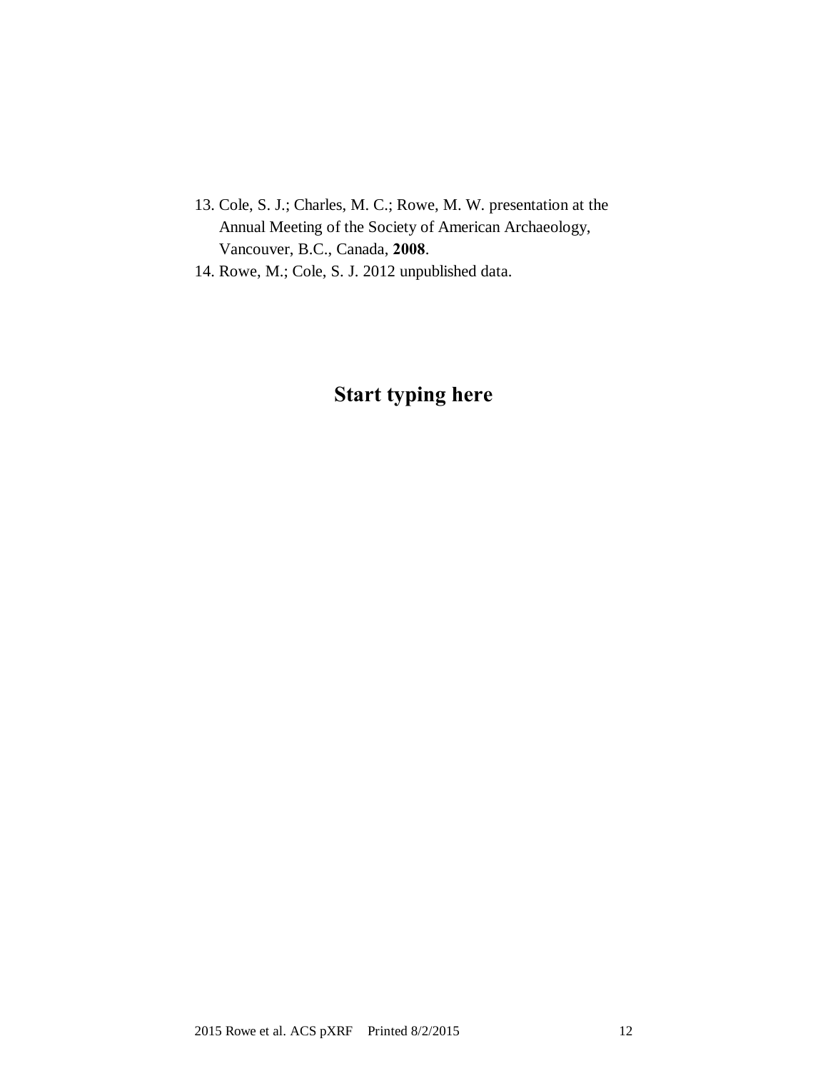13. Cole, S. J.; Charles, M. C.; Rowe, M. W. presentation at the Annual Meeting of the Society of American Archaeology, Vancouver, B.C., Canada, **2008**.
14. Rowe, M.; Cole, S. J. 2012 unpublished data.

**Start typing here**